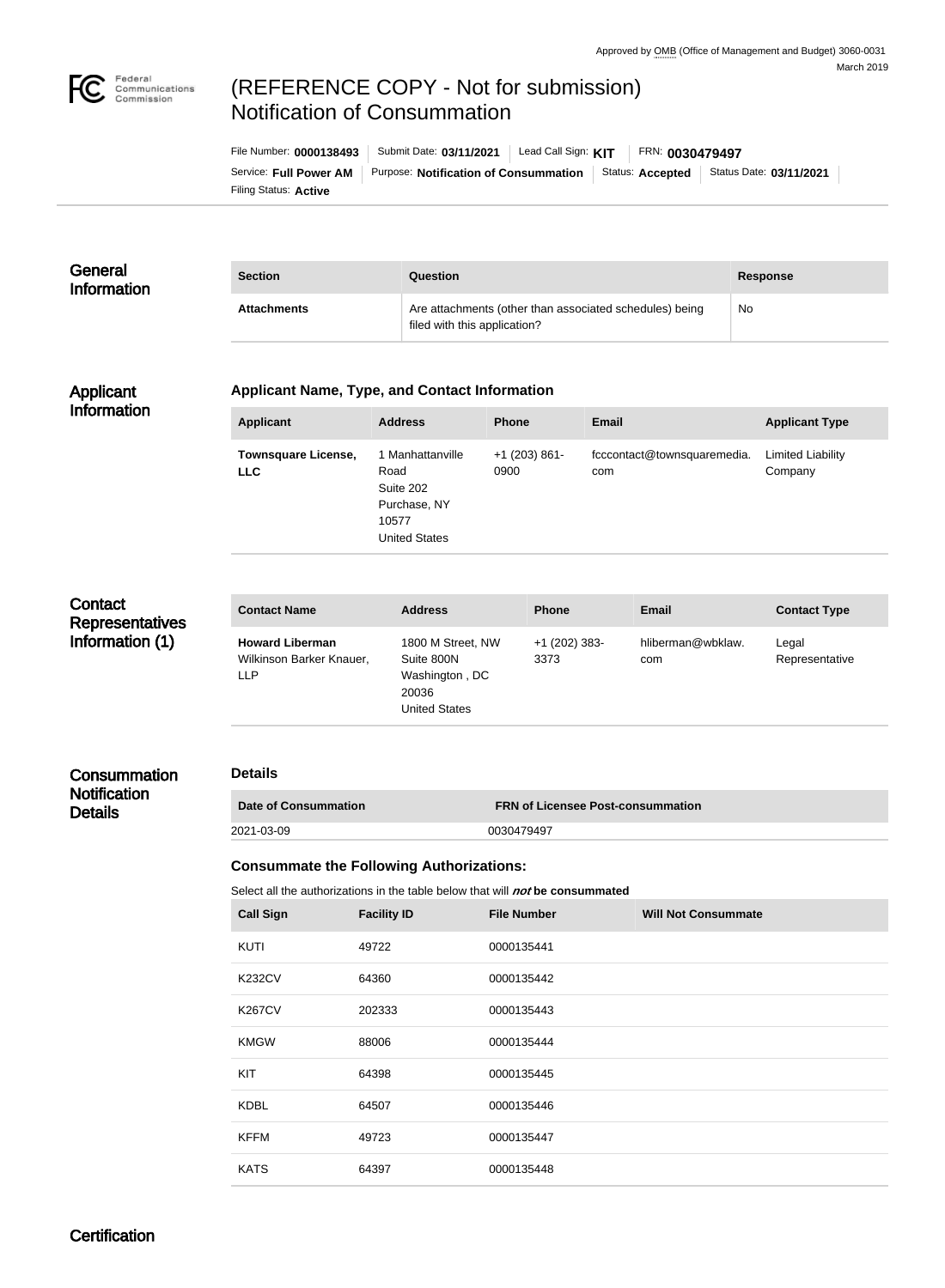Approved by OMB (Office of Management and Budget) 3060-0031
March 2019

# (REFERENCE COPY - Not for submission) Notification of Consummation

File Number: **0000138493** | Submit Date: **03/11/2021** | Lead Call Sign: **KIT** | FRN: **0030479497**

Service: **Full Power AM** | Purpose: **Notification of Consummation** | Status: **Accepted** | Status Date: **03/11/2021**

Filing Status: **Active**

## General Information

| Section | Question | Response |
| --- | --- | --- |
| **Attachments** | Are attachments (other than associated schedules) being filed with this application? | No |

## Applicant Information

### Applicant Name, Type, and Contact Information

| Applicant | Address | Phone | Email | Applicant Type |
| --- | --- | --- | --- | --- |
| **Townsquare License, LLC** | 1 Manhattanville Road Suite 202 Purchase, NY 10577 United States | +1 (203) 861-0900 | fcccontact@townsquaremedia.com | Limited Liability Company |

## Contact Representatives Information (1)

| Contact Name | Address | Phone | Email | Contact Type |
| --- | --- | --- | --- | --- |
| **Howard Liberman** Wilkinson Barker Knauer, LLP | 1800 M Street, NW Suite 800N Washington , DC 20036 United States | +1 (202) 383-3373 | hliberman@wbklaw.com | Legal Representative |

## Consummation Notification Details

### Details

| Date of Consummation | FRN of Licensee Post-consummation |
| --- | --- |
| 2021-03-09 | 0030479497 |

### Consummate the Following Authorizations:

Select all the authorizations in the table below that will ***not*** **be consummated**

| Call Sign | Facility ID | File Number | Will Not Consummate |
| --- | --- | --- | --- |
| KUTI | 49722 | 0000135441 | |
| K232CV | 64360 | 0000135442 | |
| K267CV | 202333 | 0000135443 | |
| KMGW | 88006 | 0000135444 | |
| KIT | 64398 | 0000135445 | |
| KDBL | 64507 | 0000135446 | |
| KFFM | 49723 | 0000135447 | |
| KATS | 64397 | 0000135448 | |

## Certification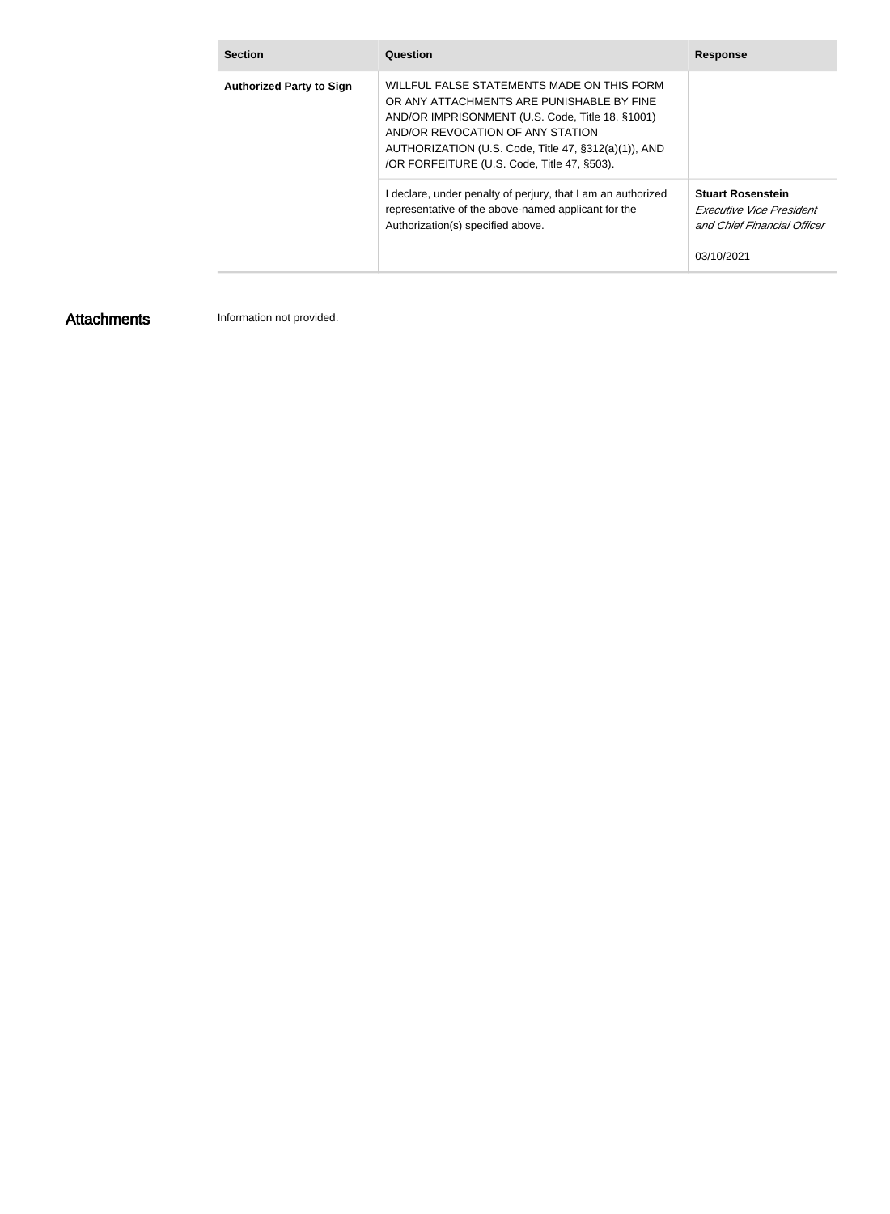| Section | Question | Response |
| --- | --- | --- |
| **Authorized Party to Sign** | WILLFUL FALSE STATEMENTS MADE ON THIS FORM OR ANY ATTACHMENTS ARE PUNISHABLE BY FINE AND/OR IMPRISONMENT (U.S. Code, Title 18, §1001) AND/OR REVOCATION OF ANY STATION AUTHORIZATION (U.S. Code, Title 47, §312(a)(1)), AND /OR FORFEITURE (U.S. Code, Title 47, §503). | |
| | I declare, under penalty of perjury, that I am an authorized representative of the above-named applicant for the Authorization(s) specified above. | **Stuart Rosenstein** *Executive Vice President and Chief Financial Officer* 03/10/2021 |

## Attachments

Information not provided.